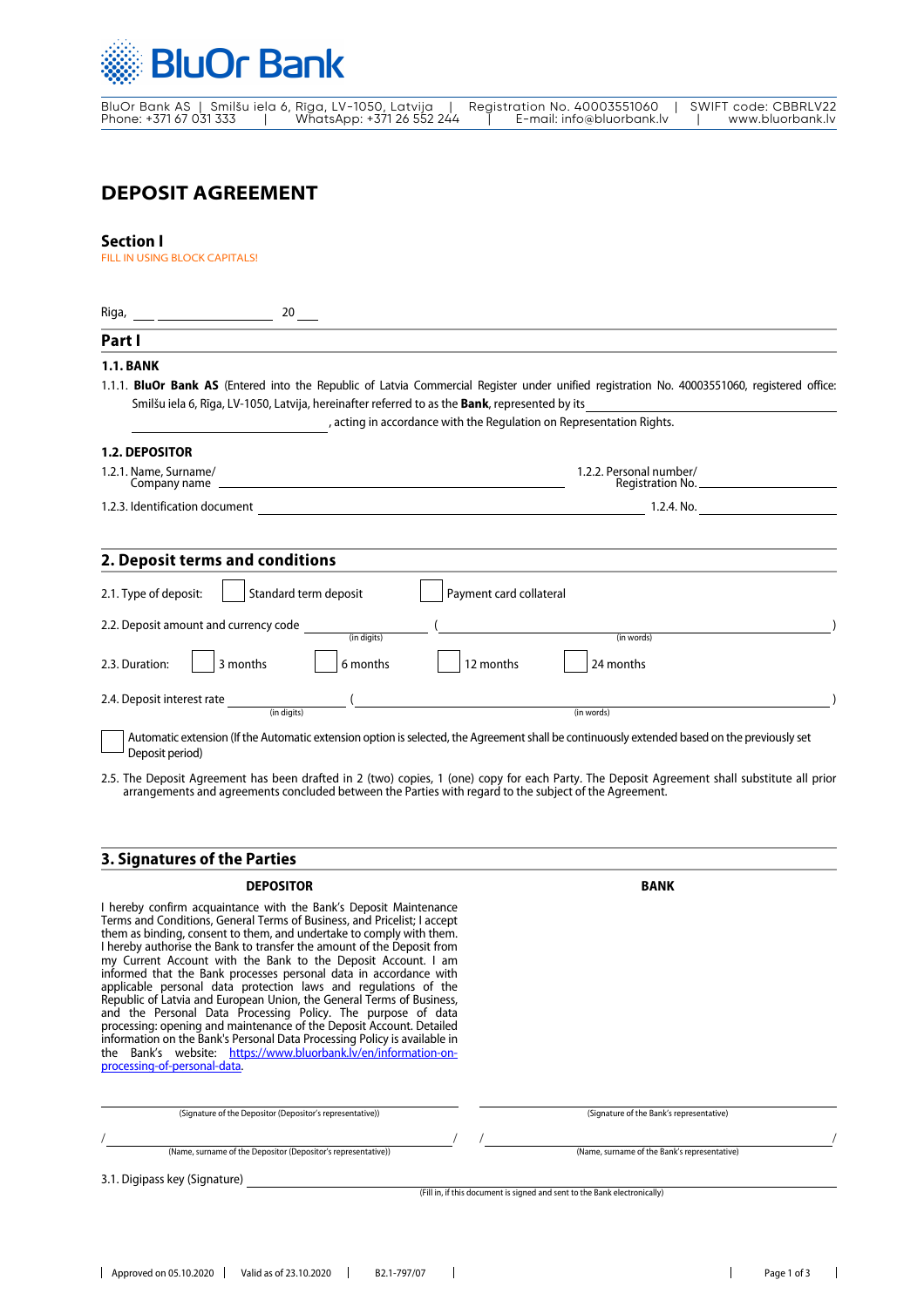BluOr Bank

BluOr Bank AS | Smilšu iela 6, Riga, LV-1050, Latvija | Registration No. 40003551060 | SWIFT code: CBBRLV22
Phone: +371 67 031 333 | WhatsApp: +371 26 552 244 | E-mail: info@bluorbank.lv | www.bluorbank.lv

# DEPOSIT AGREEMENT

## Section I

FILL IN USING BLOCK CAPITALS!

Riga, ___ ______________ 20 ___

## Part I

### 1.1. BANK

1.1.1. **BluOr Bank AS** (Entered into the Republic of Latvia Commercial Register under unified registration No. 40003551060, registered office: Smilšu iela 6, Rīga, LV-1050, Latvija, hereinafter referred to as the **Bank**, represented by its ______________________________ ______________________________, acting in accordance with the Regulation on Representation Rights.

### 1.2. DEPOSITOR

1.2.1. Name, Surname/ Company name ______________________________ 1.2.2. Personal number/ Registration No. ______________

1.2.3. Identification document ______________________________ 1.2.4. No. ______________

## 2. Deposit terms and conditions

2.1. Type of deposit: ☐ Standard term deposit ☐ Payment card collateral

2.2. Deposit amount and currency code ______________ (in digits) ( ______________________________ (in words) )

2.3. Duration: ☐ 3 months ☐ 6 months ☐ 12 months ☐ 24 months

2.4. Deposit interest rate ______________ (in digits) ( ______________________________ (in words) )

☐ Automatic extension (If the Automatic extension option is selected, the Agreement shall be continuously extended based on the previously set Deposit period)

2.5. The Deposit Agreement has been drafted in 2 (two) copies, 1 (one) copy for each Party. The Deposit Agreement shall substitute all prior arrangements and agreements concluded between the Parties with regard to the subject of the Agreement.

## 3. Signatures of the Parties

**DEPOSITOR**

I hereby confirm acquaintance with the Bank's Deposit Maintenance Terms and Conditions, General Terms of Business, and Pricelist; I accept them as binding, consent to them, and undertake to comply with them. I hereby authorise the Bank to transfer the amount of the Deposit from my Current Account with the Bank to the Deposit Account. I am informed that the Bank processes personal data in accordance with applicable personal data protection laws and regulations of the Republic of Latvia and European Union, the General Terms of Business, and the Personal Data Processing Policy. The purpose of data processing: opening and maintenance of the Deposit Account. Detailed information on the Bank's Personal Data Processing Policy is available in the Bank's website: [https://www.bluorbank.lv/en/information-on-processing-of-personal-data](https://www.bluorbank.lv/en/information-on-processing-of-personal-data).

______________________________
(Signature of the Depositor (Depositor's representative))

/ ______________________________ /
(Name, surname of the Depositor (Depositor's representative))

**BANK**

______________________________
(Signature of the Bank's representative)

/ ______________________________ /
(Name, surname of the Bank's representative)

3.1. Digipass key (Signature) ______________________________
(Fill in, if this document is signed and sent to the Bank electronically)

Approved on 05.10.2020 | Valid as of 23.10.2020 | B2.1-797/07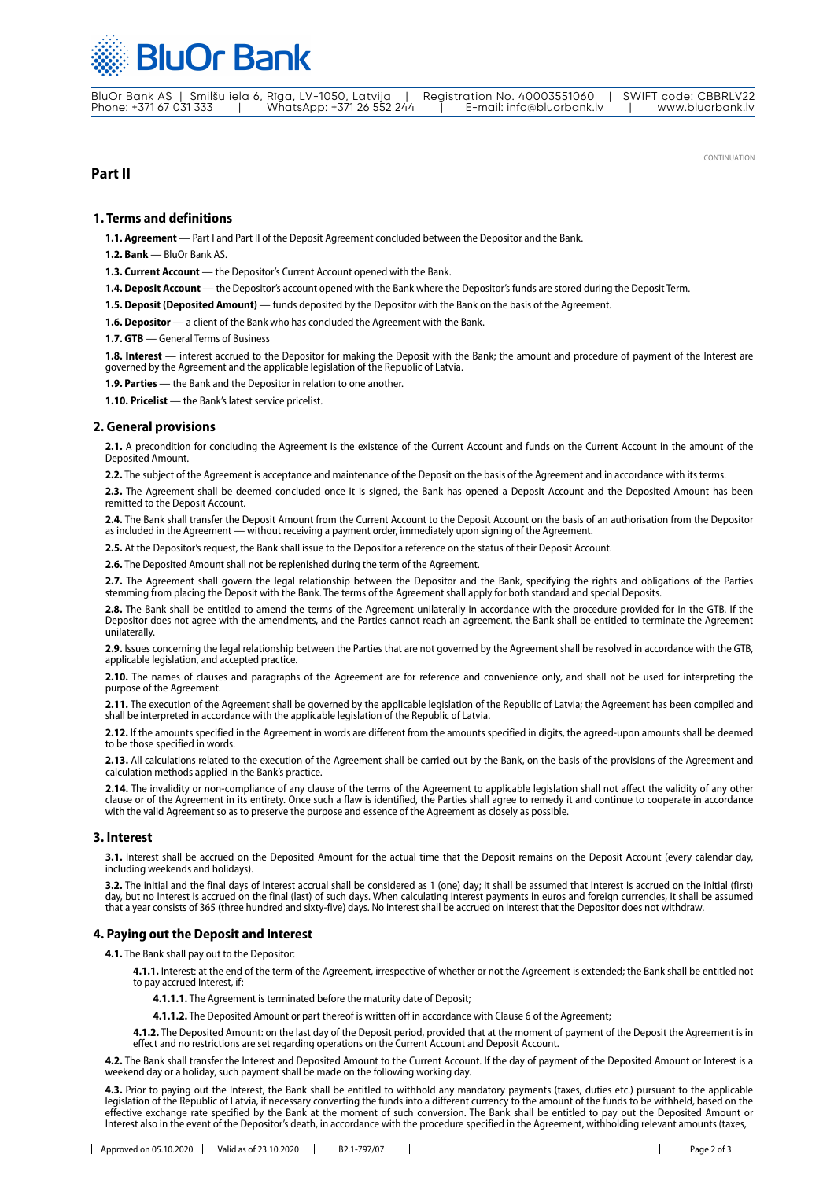CONTINUATION

## Part II

### 1. Terms and definitions

**1.1. Agreement** — Part I and Part II of the Deposit Agreement concluded between the Depositor and the Bank.

**1.2. Bank** — BluOr Bank AS.

**1.3. Current Account** — the Depositor's Current Account opened with the Bank.

**1.4. Deposit Account** — the Depositor's account opened with the Bank where the Depositor's funds are stored during the Deposit Term.

**1.5. Deposit (Deposited Amount)** — funds deposited by the Depositor with the Bank on the basis of the Agreement.

**1.6. Depositor** — a client of the Bank who has concluded the Agreement with the Bank.

**1.7. GTB** — General Terms of Business

**1.8. Interest** — interest accrued to the Depositor for making the Deposit with the Bank; the amount and procedure of payment of the Interest are governed by the Agreement and the applicable legislation of the Republic of Latvia.

**1.9. Parties** — the Bank and the Depositor in relation to one another.

**1.10. Pricelist** — the Bank's latest service pricelist.

### 2. General provisions

**2.1.** A precondition for concluding the Agreement is the existence of the Current Account and funds on the Current Account in the amount of the Deposited Amount.

**2.2.** The subject of the Agreement is acceptance and maintenance of the Deposit on the basis of the Agreement and in accordance with its terms.

**2.3.** The Agreement shall be deemed concluded once it is signed, the Bank has opened a Deposit Account and the Deposited Amount has been remitted to the Deposit Account.

**2.4.** The Bank shall transfer the Deposit Amount from the Current Account to the Deposit Account on the basis of an authorisation from the Depositor as included in the Agreement — without receiving a payment order, immediately upon signing of the Agreement.

**2.5.** At the Depositor's request, the Bank shall issue to the Depositor a reference on the status of their Deposit Account.

**2.6.** The Deposited Amount shall not be replenished during the term of the Agreement.

**2.7.** The Agreement shall govern the legal relationship between the Depositor and the Bank, specifying the rights and obligations of the Parties stemming from placing the Deposit with the Bank. The terms of the Agreement shall apply for both standard and special Deposits.

**2.8.** The Bank shall be entitled to amend the terms of the Agreement unilaterally in accordance with the procedure provided for in the GTB. If the Depositor does not agree with the amendments, and the Parties cannot reach an agreement, the Bank shall be entitled to terminate the Agreement unilaterally.

**2.9.** Issues concerning the legal relationship between the Parties that are not governed by the Agreement shall be resolved in accordance with the GTB, applicable legislation, and accepted practice.

**2.10.** The names of clauses and paragraphs of the Agreement are for reference and convenience only, and shall not be used for interpreting the purpose of the Agreement.

**2.11.** The execution of the Agreement shall be governed by the applicable legislation of the Republic of Latvia; the Agreement has been compiled and shall be interpreted in accordance with the applicable legislation of the Republic of Latvia.

**2.12.** If the amounts specified in the Agreement in words are different from the amounts specified in digits, the agreed-upon amounts shall be deemed to be those specified in words.

**2.13.** All calculations related to the execution of the Agreement shall be carried out by the Bank, on the basis of the provisions of the Agreement and calculation methods applied in the Bank's practice.

**2.14.** The invalidity or non-compliance of any clause of the terms of the Agreement to applicable legislation shall not affect the validity of any other clause or of the Agreement in its entirety. Once such a flaw is identified, the Parties shall agree to remedy it and continue to cooperate in accordance with the valid Agreement so as to preserve the purpose and essence of the Agreement as closely as possible.

### 3. Interest

**3.1.** Interest shall be accrued on the Deposited Amount for the actual time that the Deposit remains on the Deposit Account (every calendar day, including weekends and holidays).

**3.2.** The initial and the final days of interest accrual shall be considered as 1 (one) day; it shall be assumed that Interest is accrued on the initial (first) day, but no Interest is accrued on the final (last) of such days. When calculating interest payments in euros and foreign currencies, it shall be assumed that a year consists of 365 (three hundred and sixty-five) days. No interest shall be accrued on Interest that the Depositor does not withdraw.

### 4. Paying out the Deposit and Interest

**4.1.** The Bank shall pay out to the Depositor:

**4.1.1.** Interest: at the end of the term of the Agreement, irrespective of whether or not the Agreement is extended; the Bank shall be entitled not to pay accrued Interest, if:

**4.1.1.1.** The Agreement is terminated before the maturity date of Deposit;

**4.1.1.2.** The Deposited Amount or part thereof is written off in accordance with Clause 6 of the Agreement;

**4.1.2.** The Deposited Amount: on the last day of the Deposit period, provided that at the moment of payment of the Deposit the Agreement is in effect and no restrictions are set regarding operations on the Current Account and Deposit Account.

**4.2.** The Bank shall transfer the Interest and Deposited Amount to the Current Account. If the day of payment of the Deposited Amount or Interest is a weekend day or a holiday, such payment shall be made on the following working day.

**4.3.** Prior to paying out the Interest, the Bank shall be entitled to withhold any mandatory payments (taxes, duties etc.) pursuant to the applicable legislation of the Republic of Latvia, if necessary converting the funds into a different currency to the amount of the funds to be withheld, based on the effective exchange rate specified by the Bank at the moment of such conversion. The Bank shall be entitled to pay out the Deposited Amount or Interest also in the event of the Depositor's death, in accordance with the procedure specified in the Agreement, withholding relevant amounts (taxes,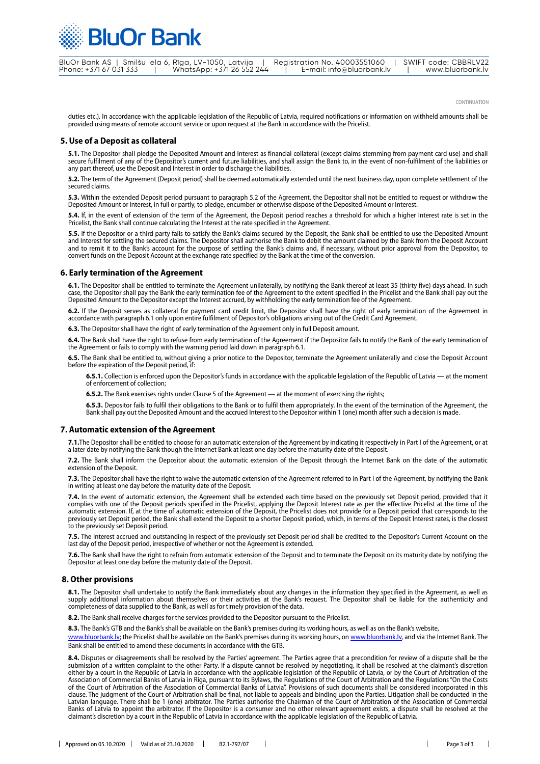duties etc.). In accordance with the applicable legislation of the Republic of Latvia, required notifications or information on withheld amounts shall be provided using means of remote account service or upon request at the Bank in accordance with the Pricelist.

## 5. Use of a Deposit as collateral

**5.1.** The Depositor shall pledge the Deposited Amount and Interest as financial collateral (except claims stemming from payment card use) and shall secure fulfilment of any of the Depositor's current and future liabilities, and shall assign the Bank to, in the event of non-fulfilment of the liabilities or any part thereof, use the Deposit and Interest in order to discharge the liabilities.

**5.2.** The term of the Agreement (Deposit period) shall be deemed automatically extended until the next business day, upon complete settlement of the secured claims.

**5.3.** Within the extended Deposit period pursuant to paragraph 5.2 of the Agreement, the Depositor shall not be entitled to request or withdraw the Deposited Amount or Interest, in full or partly, to pledge, encumber or otherwise dispose of the Deposited Amount or Interest.

**5.4.** If, in the event of extension of the term of the Agreement, the Deposit period reaches a threshold for which a higher Interest rate is set in the Pricelist, the Bank shall continue calculating the Interest at the rate specified in the Agreement.

**5.5.** If the Depositor or a third party fails to satisfy the Bank's claims secured by the Deposit, the Bank shall be entitled to use the Deposited Amount and Interest for settling the secured claims. The Depositor shall authorise the Bank to debit the amount claimed by the Bank from the Deposit Account and to remit it to the Bank's account for the purpose of settling the Bank's claims and, if necessary, without prior approval from the Depositor, to convert funds on the Deposit Account at the exchange rate specified by the Bank at the time of the conversion.

## 6. Early termination of the Agreement

**6.1.** The Depositor shall be entitled to terminate the Agreement unilaterally, by notifying the Bank thereof at least 35 (thirty five) days ahead. In such case, the Depositor shall pay the Bank the early termination fee of the Agreement to the extent specified in the Pricelist and the Bank shall pay out the Deposited Amount to the Depositor except the Interest accrued, by withholding the early termination fee of the Agreement.

**6.2.** If the Deposit serves as collateral for payment card credit limit, the Depositor shall have the right of early termination of the Agreement in accordance with paragraph 6.1 only upon entire fulfilment of Depositor's obligations arising out of the Credit Card Agreement.

**6.3.** The Depositor shall have the right of early termination of the Agreement only in full Deposit amount.

**6.4.** The Bank shall have the right to refuse from early termination of the Agreement if the Depositor fails to notify the Bank of the early termination of the Agreement or fails to comply with the warning period laid down in paragraph 6.1.

**6.5.** The Bank shall be entitled to, without giving a prior notice to the Depositor, terminate the Agreement unilaterally and close the Deposit Account before the expiration of the Deposit period, if:

**6.5.1.** Collection is enforced upon the Depositor's funds in accordance with the applicable legislation of the Republic of Latvia — at the moment of enforcement of collection;

**6.5.2.** The Bank exercises rights under Clause 5 of the Agreement — at the moment of exercising the rights;

**6.5.3.** Depositor fails to fulfil their obligations to the Bank or to fulfil them appropriately. In the event of the termination of the Agreement, the Bank shall pay out the Deposited Amount and the accrued Interest to the Depositor within 1 (one) month after such a decision is made.

## 7. Automatic extension of the Agreement

**7.1.**The Depositor shall be entitled to choose for an automatic extension of the Agreement by indicating it respectively in Part I of the Agreement, or at a later date by notifying the Bank though the Internet Bank at least one day before the maturity date of the Deposit.

**7.2.** The Bank shall inform the Depositor about the automatic extension of the Deposit through the Internet Bank on the date of the automatic extension of the Deposit.

**7.3.** The Depositor shall have the right to waive the automatic extension of the Agreement referred to in Part I of the Agreement, by notifying the Bank in writing at least one day before the maturity date of the Deposit.

**7.4.** In the event of automatic extension, the Agreement shall be extended each time based on the previously set Deposit period, provided that it complies with one of the Deposit periods specified in the Pricelist, applying the Deposit Interest rate as per the effective Pricelist at the time of the automatic extension. If, at the time of automatic extension of the Deposit, the Pricelist does not provide for a Deposit period that corresponds to the previously set Deposit period, the Bank shall extend the Deposit to a shorter Deposit period, which, in terms of the Deposit Interest rates, is the closest to the previously set Deposit period.

**7.5.** The Interest accrued and outstanding in respect of the previously set Deposit period shall be credited to the Depositor's Current Account on the last day of the Deposit period, irrespective of whether or not the Agreement is extended.

**7.6.** The Bank shall have the right to refrain from automatic extension of the Deposit and to terminate the Deposit on its maturity date by notifying the Depositor at least one day before the maturity date of the Deposit.

## 8. Other provisions

**8.1.** The Depositor shall undertake to notify the Bank immediately about any changes in the information they specified in the Agreement, as well as supply additional information about themselves or their activities at the Bank's request. The Depositor shall be liable for the authenticity and completeness of data supplied to the Bank, as well as for timely provision of the data.

**8.2.** The Bank shall receive charges for the services provided to the Depositor pursuant to the Pricelist.

**8.3.** The Bank's GTB and the Bank's shall be available on the Bank's premises during its working hours, as well as on the Bank's website, www.bluorbank.lv; the Pricelist shall be available on the Bank's premises during its working hours, on www.bluorbank.lv, and via the Internet Bank. The Bank shall be entitled to amend these documents in accordance with the GTB.

**8.4.** Disputes or disagreements shall be resolved by the Parties' agreement. The Parties agree that a precondition for review of a dispute shall be the submission of a written complaint to the other Party. If a dispute cannot be resolved by negotiating, it shall be resolved at the claimant's discretion either by a court in the Republic of Latvia in accordance with the applicable legislation of the Republic of Latvia, or by the Court of Arbitration of the Association of Commercial Banks of Latvia in Riga, pursuant to its Bylaws, the Regulations of the Court of Arbitration and the Regulations "On the Costs of the Court of Arbitration of the Association of Commercial Banks of Latvia". Provisions of such documents shall be considered incorporated in this clause. The judgment of the Court of Arbitration shall be final, not liable to appeals and binding upon the Parties. Litigation shall be conducted in the Latvian language. There shall be 1 (one) arbitrator. The Parties authorise the Chairman of the Court of Arbitration of the Association of Commercial Banks of Latvia to appoint the arbitrator. If the Depositor is a consumer and no other relevant agreement exists, a dispute shall be resolved at the claimant's discretion by a court in the Republic of Latvia in accordance with the applicable legislation of the Republic of Latvia.